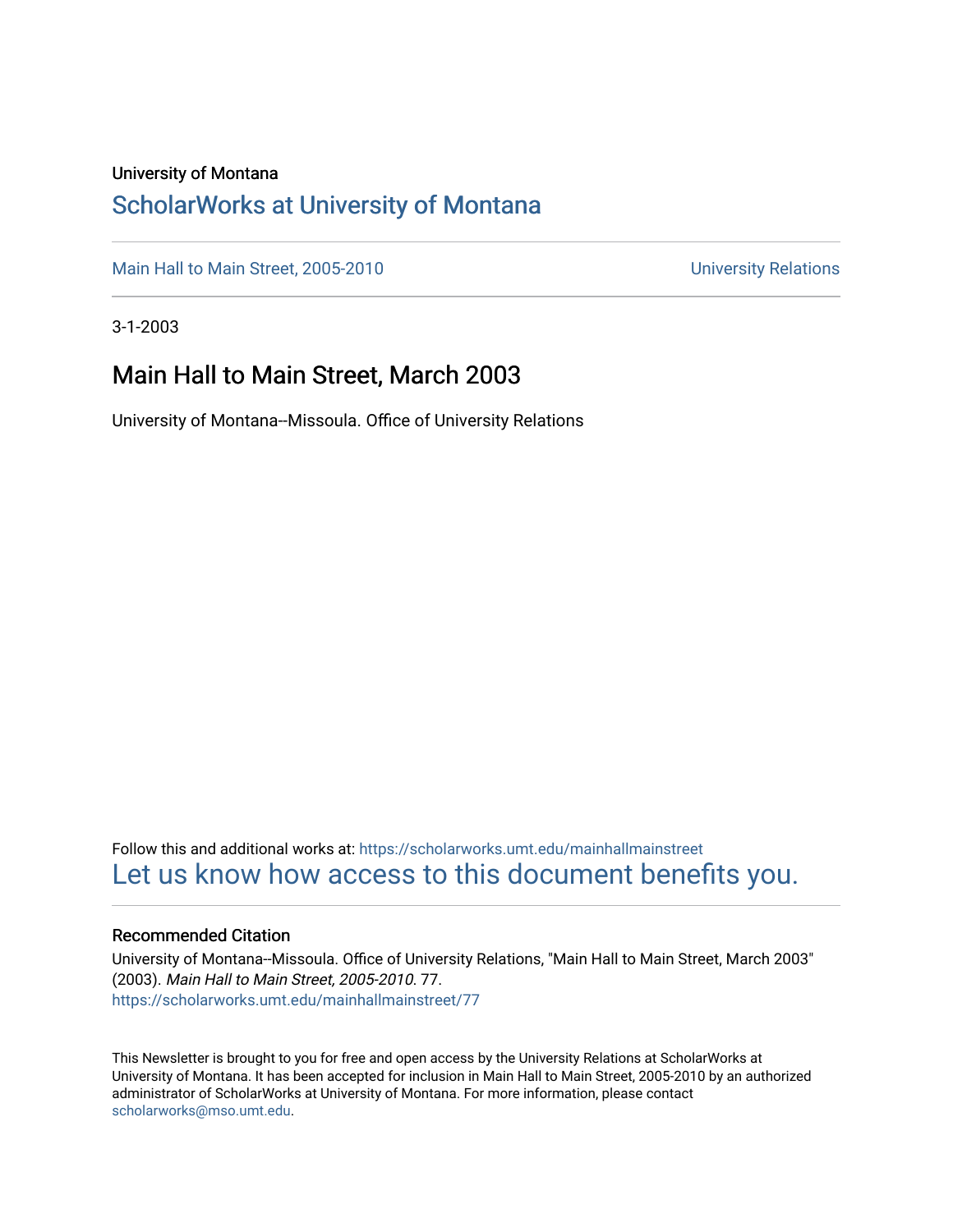University of Montana

# ScholarWorks at University of Montana

Main Hall to Main Street, 2005-2010 | University Relations

3-1-2003

## Main Hall to Main Street, March 2003

University of Montana--Missoula. Office of University Relations

Follow this and additional works at: https://scholarworks.umt.edu/mainhallmainstreet

Let us know how access to this document benefits you.

### Recommended Citation

University of Montana--Missoula. Office of University Relations, "Main Hall to Main Street, March 2003" (2003). *Main Hall to Main Street, 2005-2010*. 77.
https://scholarworks.umt.edu/mainhallmainstreet/77

This Newsletter is brought to you for free and open access by the University Relations at ScholarWorks at University of Montana. It has been accepted for inclusion in Main Hall to Main Street, 2005-2010 by an authorized administrator of ScholarWorks at University of Montana. For more information, please contact scholarworks@mso.umt.edu.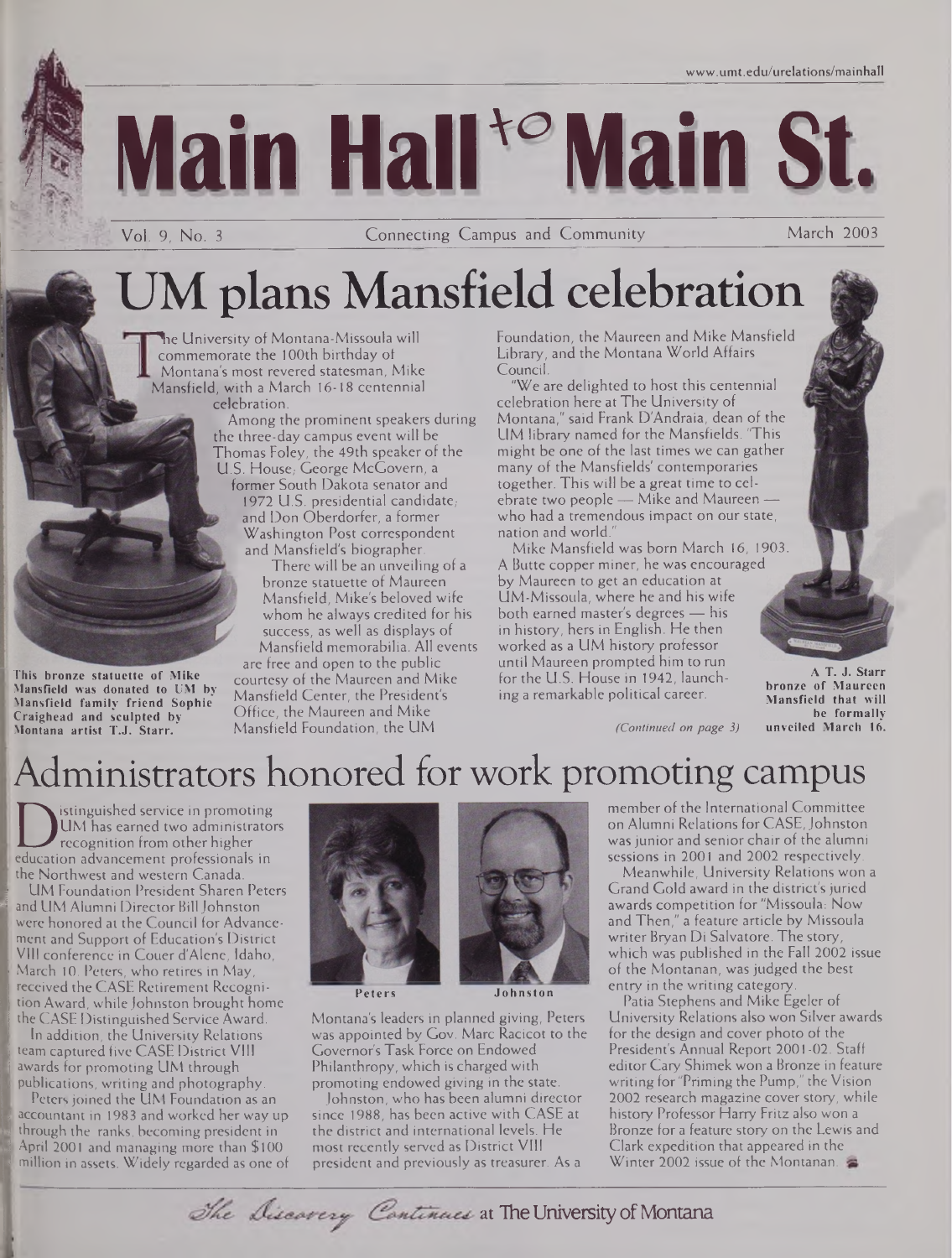# Main Hall to Main St.

Vol. 9, No. 3 — Connecting Campus and Community — March 2003

# UM plans Mansfield celebration

The University of Montana-Missoula will commemorate the 100th birthday of Montana's most revered statesman, Mike Mansfield, with a March 16-18 centennial celebration.

Among the prominent speakers during the three-day campus event will be Thomas Foley, the 49th speaker of the U.S. House; George McGovern, a former South Dakota senator and 1972 U.S. presidential candidate; and Don Oberdorfer, a former Washington Post correspondent and Mansfield's biographer.

There will be an unveiling of a bronze statuette of Maureen Mansfield, Mike's beloved wife whom he always credited for his success, as well as displays of Mansfield memorabilia. All events are free and open to the public courtesy of the Maureen and Mike Mansfield Center, the President's Office, the Maureen and Mike Mansfield Foundation, the UM Foundation, the Maureen and Mike Mansfield Library, and the Montana World Affairs Council.

"We are delighted to host this centennial celebration here at The University of Montana," said Frank D'Andraia, dean of the UM library named for the Mansfields. "This might be one of the last times we can gather many of the Mansfields' contemporaries together. This will be a great time to celebrate two people — Mike and Maureen — who had a tremendous impact on our state, nation and world."

Mike Mansfield was born March 16, 1903. A Butte copper miner, he was encouraged by Maureen to get an education at UM-Missoula, where he and his wife both earned master's degrees — his in history, hers in English. He then worked as a UM history professor until Maureen prompted him to run for the U.S. House in 1942, launching a remarkable political career.

*(Continued on page 3)*

This bronze statuette of Mike Mansfield was donated to UM by Mansfield family friend Sophie Craighead and sculpted by Montana artist T.J. Starr.

A T. J. Starr bronze of Maureen Mansfield that will be formally unveiled March 16.

# Administrators honored for work promoting campus

Distinguished service in promoting UM has earned two administrators recognition from other higher education advancement professionals in the Northwest and western Canada.

UM Foundation President Sharen Peters and UM Alumni Director Bill Johnston were honored at the Council for Advancement and Support of Education's District VIII conference in Couer d'Alene, Idaho, March 10. Peters, who retires in May, received the CASE Retirement Recognition Award, while Johnston brought home the CASE Distinguished Service Award.

In addition, the University Relations team captured five CASE District VIII awards for promoting UM through publications, writing and photography.

Peters joined the UM Foundation as an accountant in 1983 and worked her way up through the ranks, becoming president in April 2001 and managing more than $100 million in assets. Widely regarded as one of Montana's leaders in planned giving, Peters was appointed by Gov. Marc Racicot to the Governor's Task Force on Endowed Philanthropy, which is charged with promoting endowed giving in the state.

Peters — Johnston

Johnston, who has been alumni director since 1988, has been active with CASE at the district and international levels. He most recently served as District VIII president and previously as treasurer. As a member of the International Committee on Alumni Relations for CASE, Johnston was junior and senior chair of the alumni sessions in 2001 and 2002 respectively.

Meanwhile, University Relations won a Grand Gold award in the district's juried awards competition for "Missoula: Now and Then," a feature article by Missoula writer Bryan Di Salvatore. The story, which was published in the Fall 2002 issue of the Montanan, was judged the best entry in the writing category.

Patia Stephens and Mike Egeler of University Relations also won Silver awards for the design and cover photo of the President's Annual Report 2001-02. Staff editor Cary Shimek won a Bronze in feature writing for "Priming the Pump," the Vision 2002 research magazine cover story, while history Professor Harry Fritz also won a Bronze for a feature story on the Lewis and Clark expedition that appeared in the Winter 2002 issue of the Montanan.

*The Discovery Continues* at The University of Montana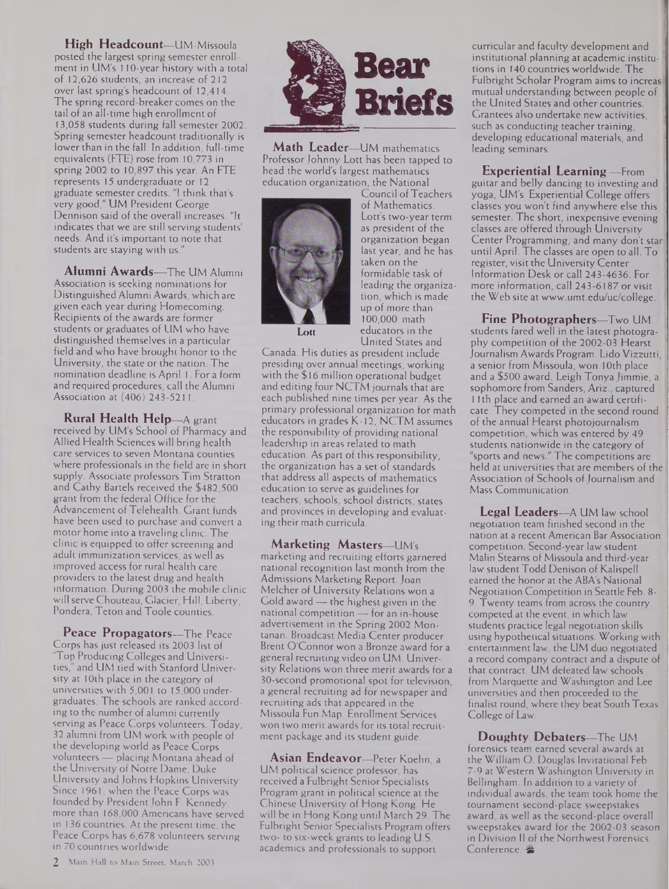# Bear Briefs

**High Headcount**—UM-Missoula posted the largest spring semester enrollment in UM's 110-year history with a total of 12,626 students, an increase of 212 over last spring's headcount of 12,414. The spring record-breaker comes on the tail of an all-time high enrollment of 13,058 students during fall semester 2002. Spring semester headcount traditionally is lower than in the fall. In addition, full-time equivalents (FTE) rose from 10,773 in spring 2002 to 10,897 this year. An FTE represents 15 undergraduate or 12 graduate semester credits. "I think that's very good," UM President George Dennison said of the overall increases. "It indicates that we are still serving students' needs. And it's important to note that students are staying with us."

**Alumni Awards**—The UM Alumni Association is seeking nominations for Distinguished Alumni Awards, which are given each year during Homecoming. Recipients of the awards are former students or graduates of UM who have distinguished themselves in a particular field and who have brought honor to the University, the state or the nation. The nomination deadline is April 1. For a form and required procedures, call the Alumni Association at (406) 243-5211.

**Rural Health Help**—A grant received by UM's School of Pharmacy and Allied Health Sciences will bring health care services to seven Montana counties where professionals in the field are in short supply. Associate professors Tim Stratton and Cathy Bartels received the $482,500 grant from the federal Office for the Advancement of Telehealth. Grant funds have been used to purchase and convert a motor home into a traveling clinic. The clinic is equipped to offer screening and adult immunization services, as well as improved access for rural health care providers to the latest drug and health information. During 2003 the mobile clinic will serve Chouteau, Glacier, Hill, Liberty, Pondera, Teton and Toole counties.

**Peace Propagators**—The Peace Corps has just released its 2003 list of "Top Producing Colleges and Universities," and UM tied with Stanford University at 10th place in the category of universities with 5,001 to 15,000 undergraduates. The schools are ranked according to the number of alumni currently serving as Peace Corps volunteers. Today, 32 alumni from UM work with people of the developing world as Peace Corps volunteers — placing Montana ahead of the University of Notre Dame, Duke University and Johns Hopkins University. Since 1961, when the Peace Corps was founded by President John F. Kennedy, more than 168,000 Americans have served in 136 countries. At the present time, the Peace Corps has 6,678 volunteers serving in 70 countries worldwide.

**Math Leader**—UM mathematics Professor Johnny Lott has been tapped to head the world's largest mathematics education organization, the National Council of Teachers of Mathematics. Lott's two-year term as president of the organization began last year, and he has taken on the formidable task of leading the organization, which is made up of more than 100,000 math educators in the United States and Canada. His duties as president include presiding over annual meetings, working with the $16 million operational budget and editing four NCTM journals that are each published nine times per year. As the primary professional organization for math educators in grades K-12, NCTM assumes the responsibility of providing national leadership in areas related to math education. As part of this responsibility, the organization has a set of standards that address all aspects of mathematics education to serve as guidelines for teachers, schools, school districts, states and provinces in developing and evaluating their math curricula.

Lott

**Marketing Masters**—UM's marketing and recruiting efforts garnered national recognition last month from the Admissions Marketing Report. Joan Melcher of University Relations won a Gold award — the highest given in the national competition — for an in-house advertisement in the Spring 2002 Montanan. Broadcast Media Center producer Brent O'Connor won a Bronze award for a general recruiting video on UM. University Relations won three merit awards for a 30-second promotional spot for television, a general recruiting ad for newspaper and recruiting ads that appeared in the Missoula Fun Map. Enrollment Services won two merit awards for its total recruitment package and its student guide.

**Asian Endeavor**—Peter Koehn, a UM political science professor, has received a Fulbright Senior Specialists Program grant in political science at the Chinese University of Hong Kong. He will be in Hong Kong until March 29. The Fulbright Senior Specialists Program offers two- to six-week grants to leading U.S. academics and professionals to support curricular and faculty development and institutional planning at academic institutions in 140 countries worldwide. The Fulbright Scholar Program aims to increase mutual understanding between people of the United States and other countries. Grantees also undertake new activities, such as conducting teacher training, developing educational materials, and leading seminars.

**Experiential Learning**—From guitar and belly dancing to investing and yoga, UM's Experiential College offers classes you won't find anywhere else this semester. The short, inexpensive evening classes are offered through University Center Programming, and many don't start until April. The classes are open to all. To register, visit the University Center Information Desk or call 243-4636. For more information, call 243-6187 or visit the Web site at www.umt.edu/uc/college.

**Fine Photographers**—Two UM students fared well in the latest photography competition of the 2002-03 Hearst Journalism Awards Program. Lido Vizzutti, a senior from Missoula, won 10th place and a $500 award. Leigh Tonya Jimmie, a sophomore from Sanders, Ariz., captured 11th place and earned an award certificate. They competed in the second round of the annual Hearst photojournalism competition, which was entered by 49 students nationwide in the category of "sports and news." The competitions are held at universities that are members of the Association of Schools of Journalism and Mass Communication.

**Legal Leaders**—A UM law school negotiation team finished second in the nation at a recent American Bar Association competition. Second-year law student Malin Stearns of Missoula and third-year law student Todd Denison of Kalispell earned the honor at the ABA's National Negotiation Competition in Seattle Feb. 8-9. Twenty teams from across the country competed at the event, in which law students practice legal negotiation skills using hypothetical situations. Working with entertainment law, the UM duo negotiated a record company contract and a dispute of that contract. UM defeated law schools from Marquette and Washington and Lee universities and then proceeded to the finalist round, where they beat South Texas College of Law.

**Doughty Debaters**—The UM forensics team earned several awards at the William O. Douglas Invitational Feb. 7-9 at Western Washington University in Bellingham. In addition to a variety of individual awards, the team took home the tournament second-place sweepstakes award, as well as the second-place overall sweepstakes award for the 2002-03 season in Division II of the Northwest Forensics Conference.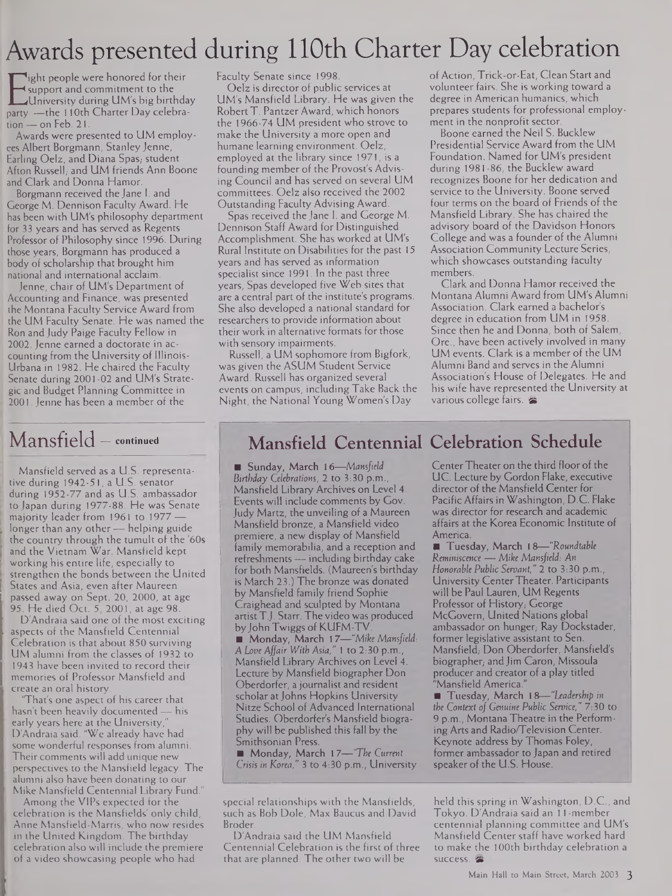# Awards presented during 110th Charter Day celebration

Eight people were honored for their support and commitment to the University during UM's big birthday party —the 110th Charter Day celebration — on Feb. 21.

Awards were presented to UM employees Albert Borgmann, Stanley Jenne, Earling Oelz, and Diana Spas; student Afton Russell; and UM friends Ann Boone and Clark and Donna Hamor.

Borgmann received the Jane I. and George M. Dennison Faculty Award. He has been with UM's philosophy department for 33 years and has served as Regents Professor of Philosophy since 1996. During those years, Borgmann has produced a body of scholarship that brought him national and international acclaim.

Jenne, chair of UM's Department of Accounting and Finance, was presented the Montana Faculty Service Award from the UM Faculty Senate. He was named the Ron and Judy Paige Faculty Fellow in 2002. Jenne earned a doctorate in accounting from the University of Illinois-Urbana in 1982. He chaired the Faculty Senate during 2001-02 and UM's Strategic and Budget Planning Committee in 2001. Jenne has been a member of the Faculty Senate since 1998.

Oelz is director of public services at UM's Mansfield Library. He was given the Robert T. Pantzer Award, which honors the 1966-74 UM president who strove to make the University a more open and humane learning environment. Oelz, employed at the library since 1971, is a founding member of the Provost's Advising Council and has served on several UM committees. Oelz also received the 2002 Outstanding Faculty Advising Award.

Spas received the Jane I. and George M. Dennison Staff Award for Distinguished Accomplishment. She has worked at UM's Rural Institute on Disabilities for the past 15 years and has served as information specialist since 1991. In the past three years, Spas developed five Web sites that are a central part of the institute's programs. She also developed a national standard for researchers to provide information about their work in alternative formats for those with sensory impairments.

Russell, a UM sophomore from Bigfork, was given the ASUM Student Service Award. Russell has organized several events on campus, including Take Back the Night, the National Young Women's Day of Action, Trick-or-Eat, Clean Start and volunteer fairs. She is working toward a degree in American humanics, which prepares students for professional employment in the nonprofit sector.

Boone earned the Neil S. Bucklew Presidential Service Award from the UM Foundation. Named for UM's president during 1981-86, the Bucklew award recognizes Boone for her dedication and service to the University. Boone served four terms on the board of Friends of the Mansfield Library. She has chaired the advisory board of the Davidson Honors College and was a founder of the Alumni Association Community Lecture Series, which showcases outstanding faculty members.

Clark and Donna Hamor received the Montana Alumni Award from UM's Alumni Association. Clark earned a bachelor's degree in education from UM in 1958. Since then he and Donna, both of Salem, Ore., have been actively involved in many UM events. Clark is a member of the UM Alumni Band and serves in the Alumni Association's House of Delegates. He and his wife have represented the University at various college fairs.

## Mansfield — continued

Mansfield served as a U.S. representative during 1942-51, a U.S. senator during 1952-77 and as U.S. ambassador to Japan during 1977-88. He was Senate majority leader from 1961 to 1977 — longer than any other — helping guide the country through the tumult of the '60s and the Vietnam War. Mansfield kept working his entire life, especially to strengthen the bonds between the United States and Asia, even after Maureen passed away on Sept. 20, 2000, at age 95. He died Oct. 5, 2001, at age 98.

D'Andraia said one of the most exciting aspects of the Mansfield Centennial Celebration is that about 850 surviving UM alumni from the classes of 1932 to 1943 have been invited to record their memories of Professor Mansfield and create an oral history.

"That's one aspect of his career that hasn't been heavily documented — his early years here at the University," D'Andraia said. "We already have had some wonderful responses from alumni. Their comments will add unique new perspectives to the Mansfield legacy. The alumni also have been donating to our Mike Mansfield Centennial Library Fund."

Among the VIPs expected for the celebration is the Mansfields' only child, Anne Mansfield-Marris, who now resides in the United Kingdom. The birthday celebration also will include the premiere of a video showcasing people who had special relationships with the Mansfields, such as Bob Dole, Max Baucus and David Broder.

D'Andraia said the UM Mansfield Centennial Celebration is the first of three that are planned. The other two will be held this spring in Washington, D.C., and Tokyo. D'Andraia said an 11-member centennial planning committee and UM's Mansfield Center staff have worked hard to make the 100th birthday celebration a success.

## Mansfield Centennial Celebration Schedule

- **Sunday, March 16**—*Mansfield Birthday Celebrations*, 2 to 3:30 p.m., Mansfield Library Archives on Level 4. Events will include comments by Gov. Judy Martz, the unveiling of a Maureen Mansfield bronze, a Mansfield video premiere, a new display of Mansfield family memorabilia, and a reception and refreshments — including birthday cake for both Mansfields. (Maureen's birthday is March 23.) The bronze was donated by Mansfield family friend Sophie Craighead and sculpted by Montana artist T.J. Starr. The video was produced by John Twiggs of KUFM-TV.
- **Monday, March 17**—*"Mike Mansfield: A Love Affair With Asia,"* 1 to 2:30 p.m., Mansfield Library Archives on Level 4. Lecture by Mansfield biographer Don Oberdorfer, a journalist and resident scholar at Johns Hopkins University Nitze School of Advanced International Studies. Oberdorfer's Mansfield biography will be published this fall by the Smithsonian Press.
- **Monday, March 17**—*"The Current Crisis in Korea,"* 3 to 4:30 p.m., University Center Theater on the third floor of the UC. Lecture by Gordon Flake, executive director of the Mansfield Center for Pacific Affairs in Washington, D.C. Flake was director for research and academic affairs at the Korea Economic Institute of America.
- **Tuesday, March 18**—*"Roundtable Reminiscence — Mike Mansfield: An Honorable Public Servant,"* 2 to 3:30 p.m., University Center Theater. Participants will be Paul Lauren, UM Regents Professor of History; George McGovern, United Nations global ambassador on hunger; Ray Dockstader, former legislative assistant to Sen. Mansfield; Don Oberdorfer, Mansfield's biographer; and Jim Caron, Missoula producer and creator of a play titled "Mansfield America."
- **Tuesday, March 18**—*"Leadership in the Context of Genuine Public Service,"* 7:30 to 9 p.m., Montana Theatre in the Performing Arts and Radio/Television Center. Keynote address by Thomas Foley, former ambassador to Japan and retired speaker of the U.S. House.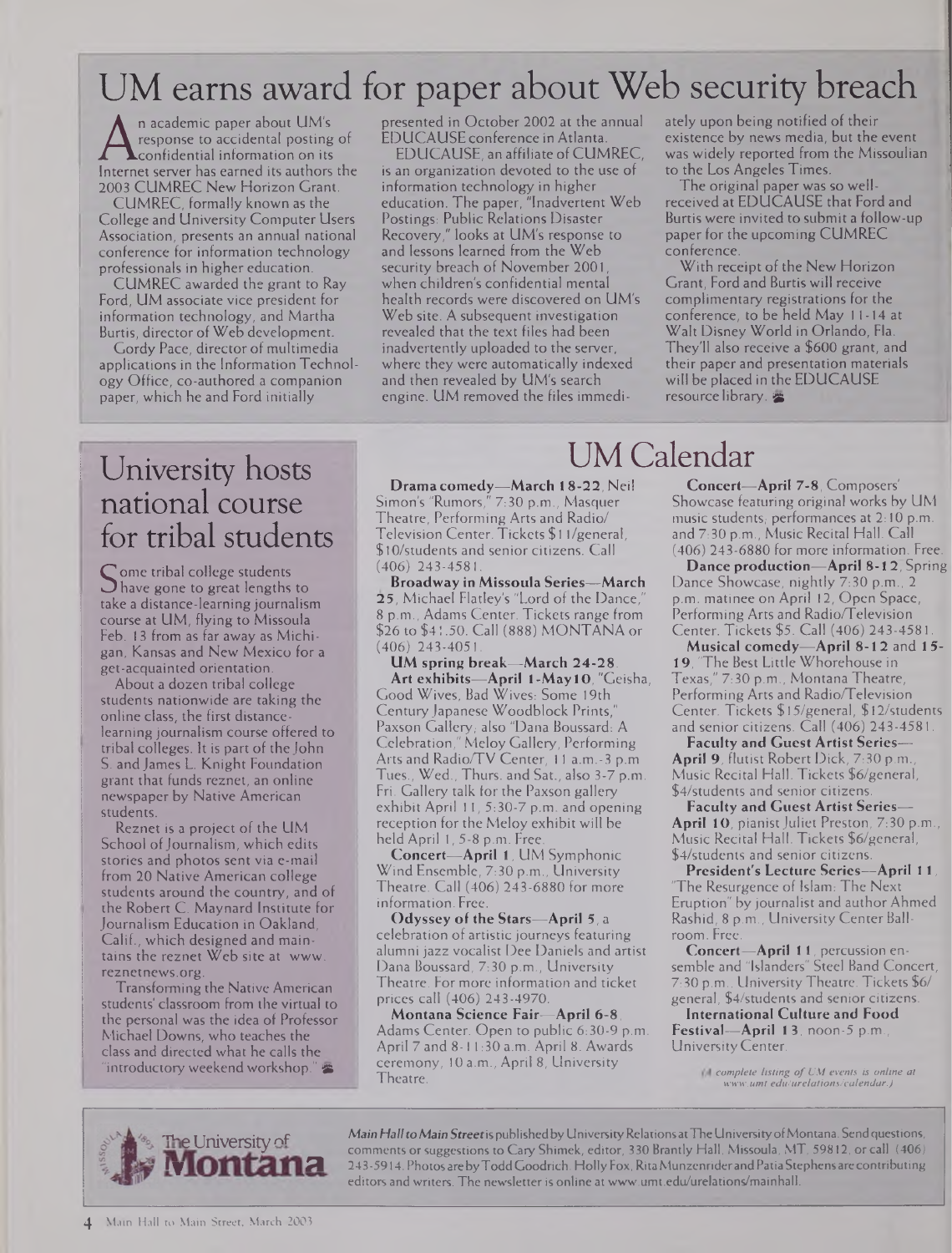# UM earns award for paper about Web security breach

An academic paper about UM's response to accidental posting of confidential information on its Internet server has earned its authors the 2003 CUMREC New Horizon Grant.

CUMREC, formally known as the College and University Computer Users Association, presents an annual national conference for information technology professionals in higher education.

CUMREC awarded the grant to Ray Ford, UM associate vice president for information technology, and Martha Burtis, director of Web development.

Gordy Pace, director of multimedia applications in the Information Technology Office, co-authored a companion paper, which he and Ford initially presented in October 2002 at the annual EDUCAUSE conference in Atlanta.

EDUCAUSE, an affiliate of CUMREC, is an organization devoted to the use of information technology in higher education. The paper, "Inadvertent Web Postings: Public Relations Disaster Recovery," looks at UM's response to and lessons learned from the Web security breach of November 2001, when children's confidential mental health records were discovered on UM's Web site. A subsequent investigation revealed that the text files had been inadvertently uploaded to the server, where they were automatically indexed and then revealed by UM's search engine. UM removed the files immediately upon being notified of their existence by news media, but the event was widely reported from the Missoulian to the Los Angeles Times.

The original paper was so well-received at EDUCAUSE that Ford and Burtis were invited to submit a follow-up paper for the upcoming CUMREC conference.

With receipt of the New Horizon Grant, Ford and Burtis will receive complimentary registrations for the conference, to be held May 11-14 at Walt Disney World in Orlando, Fla. They'll also receive a $600 grant, and their paper and presentation materials will be placed in the EDUCAUSE resource library.

## University hosts national course for tribal students

Some tribal college students have gone to great lengths to take a distance-learning journalism course at UM, flying to Missoula Feb. 13 from as far away as Michigan, Kansas and New Mexico for a get-acquainted orientation.

About a dozen tribal college students nationwide are taking the online class, the first distance-learning journalism course offered to tribal colleges. It is part of the John S. and James L. Knight Foundation grant that funds reznet, an online newspaper by Native American students.

Reznet is a project of the UM School of Journalism, which edits stories and photos sent via e-mail from 20 Native American college students around the country, and of the Robert C. Maynard Institute for Journalism Education in Oakland, Calif., which designed and maintains the reznet Web site at www.reznetnews.org.

Transforming the Native American students' classroom from the virtual to the personal was the idea of Professor Michael Downs, who teaches the class and directed what he calls the "introductory weekend workshop."

## UM Calendar

**Drama comedy—March 18-22**, Neil Simon's "Rumors," 7:30 p.m., Masquer Theatre, Performing Arts and Radio/Television Center. Tickets $11/general, $10/students and senior citizens. Call (406) 243-4581.

**Broadway in Missoula Series—March 25**, Michael Flatley's "Lord of the Dance," 8 p.m., Adams Center. Tickets range from $26 to $41.50. Call (888) MONTANA or (406) 243-4051.

**UM spring break—March 24-28**.

**Art exhibits—April 1-May10**, "Geisha, Good Wives, Bad Wives: Some 19th Century Japanese Woodblock Prints," Paxson Gallery, also "Dana Boussard: A Celebration," Meloy Gallery, Performing Arts and Radio/TV Center, 11 a.m.-3 p.m. Tues., Wed., Thurs. and Sat., also 3-7 p.m. Fri. Gallery talk for the Paxson gallery exhibit April 11, 5:30-7 p.m. and opening reception for the Meloy exhibit will be held April 1, 5-8 p.m. Free.

**Concert—April 1**, UM Symphonic Wind Ensemble, 7:30 p.m., University Theatre. Call (406) 243-6880 for more information. Free.

**Odyssey of the Stars—April 5**, a celebration of artistic journeys featuring alumni jazz vocalist Dee Daniels and artist Dana Boussard, 7:30 p.m., University Theatre. For more information and ticket prices call (406) 243-4970.

**Montana Science Fair—April 6-8**, Adams Center. Open to public 6:30-9 p.m. April 7 and 8-11:30 a.m. April 8. Awards ceremony, 10 a.m., April 8, University Theatre.

**Concert—April 7-8**, Composers' Showcase featuring original works by UM music students; performances at 2:10 p.m. and 7:30 p.m., Music Recital Hall. Call (406) 243-6880 for more information. Free.

**Dance production—April 8-12**, Spring Dance Showcase, nightly 7:30 p.m., 2 p.m. matinee on April 12, Open Space, Performing Arts and Radio/Television Center. Tickets $5. Call (406) 243-4581.

**Musical comedy—April 8-12** and **15-19**, "The Best Little Whorehouse in Texas," 7:30 p.m., Montana Theatre, Performing Arts and Radio/Television Center. Tickets $15/general, $12/students and senior citizens. Call (406) 243-4581.

**Faculty and Guest Artist Series—April 9**, flutist Robert Dick, 7:30 p.m., Music Recital Hall. Tickets $6/general, $4/students and senior citizens.

**Faculty and Guest Artist Series—April 10**, pianist Juliet Preston, 7:30 p.m., Music Recital Hall. Tickets $6/general, $4/students and senior citizens.

**President's Lecture Series—April 11**, "The Resurgence of Islam: The Next Eruption" by journalist and author Ahmed Rashid, 8 p.m., University Center Ballroom. Free.

**Concert—April 11**, percussion ensemble and "Islanders" Steel Band Concert, 7:30 p.m., University Theatre. Tickets $6/general, $4/students and senior citizens.

**International Culture and Food Festival—April 13**, noon-5 p.m., University Center.

*(A complete listing of UM events is online at www.umt.edu/urelations/calendar.)*

The University of Montana

*Main Hall to Main Street* is published by University Relations at The University of Montana. Send questions, comments or suggestions to Cary Shimek, editor, 330 Brantly Hall, Missoula, MT 59812, or call (406) 243-5914. Photos are by Todd Goodrich. Holly Fox, Rita Munzenrider and Patia Stephens are contributing editors and writers. The newsletter is online at www.umt.edu/urelations/mainhall.